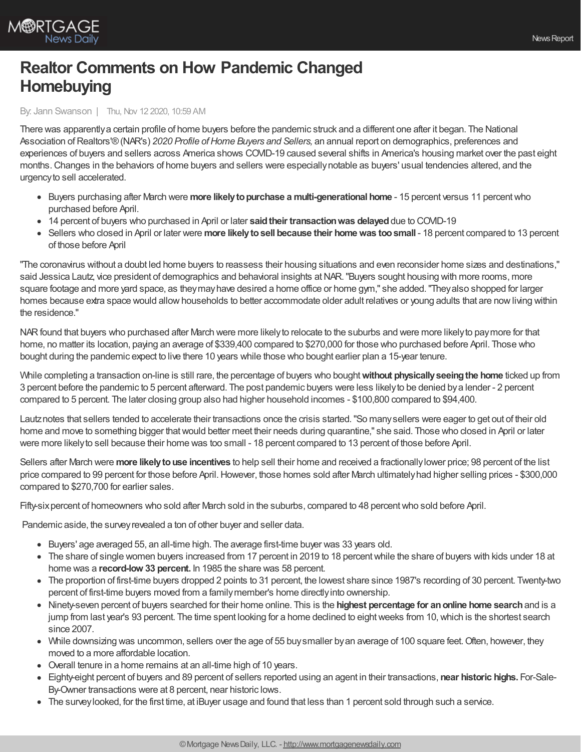# Realtor Comments on How Pandemic Changed Homebuying

By: Jann Swanson | Thu, Nov 12 2020, 10:59 AM

There was apparently a certain profile of home buyers before the pandemic struck and a different one after it began. The National Association of Realtors'® (NAR's) *2020 Profile of Home Buyers and Sellers,* an annual report on demographics, preferences and experiences of buyers and sellers across America shows COVID-19 caused several shifts in America's housing market over the past eight months. Changes in the behaviors of home buyers and sellers were especially notable as buyers' usual tendencies altered, and the urgency to sell accelerated.

- Buyers purchasing after March were **more likely to purchase a multi-generational home** - 15 percent versus 11 percent who purchased before April.
- 14 percent of buyers who purchased in April or later **said their transaction was delayed** due to COVID-19
- Sellers who closed in April or later were **more likely to sell because their home was too small** - 18 percent compared to 13 percent of those before April

"The coronavirus without a doubt led home buyers to reassess their housing situations and even reconsider home sizes and destinations," said Jessica Lautz, vice president of demographics and behavioral insights at NAR. "Buyers sought housing with more rooms, more square footage and more yard space, as they may have desired a home office or home gym," she added. "They also shopped for larger homes because extra space would allow households to better accommodate older adult relatives or young adults that are now living within the residence."

NAR found that buyers who purchased after March were more likely to relocate to the suburbs and were more likely to pay more for that home, no matter its location, paying an average of $339,400 compared to $270,000 for those who purchased before April. Those who bought during the pandemic expect to live there 10 years while those who bought earlier plan a 15-year tenure.

While completing a transaction on-line is still rare, the percentage of buyers who bought **without physically seeing the home** ticked up from 3 percent before the pandemic to 5 percent afterward. The post pandemic buyers were less likely to be denied by a lender - 2 percent compared to 5 percent. The later closing group also had higher household incomes - $100,800 compared to $94,400.

Lautz notes that sellers tended to accelerate their transactions once the crisis started. "So many sellers were eager to get out of their old home and move to something bigger that would better meet their needs during quarantine," she said. Those who closed in April or later were more likely to sell because their home was too small - 18 percent compared to 13 percent of those before April.

Sellers after March were **more likely to use incentives** to help sell their home and received a fractionally lower price; 98 percent of the list price compared to 99 percent for those before April. However, those homes sold after March ultimately had higher selling prices - $300,000 compared to $270,700 for earlier sales.

Fifty-six percent of homeowners who sold after March sold in the suburbs, compared to 48 percent who sold before April.

Pandemic aside, the survey revealed a ton of other buyer and seller data.

- Buyers' age averaged 55, an all-time high. The average first-time buyer was 33 years old.
- The share of single women buyers increased from 17 percent in 2019 to 18 percent while the share of buyers with kids under 18 at home was a **record-low 33 percent.** In 1985 the share was 58 percent.
- The proportion of first-time buyers dropped 2 points to 31 percent, the lowest share since 1987's recording of 30 percent. Twenty-two percent of first-time buyers moved from a family member's home directly into ownership.
- Ninety-seven percent of buyers searched for their home online. This is the **highest percentage for an online home search** and is a jump from last year's 93 percent. The time spent looking for a home declined to eight weeks from 10, which is the shortest search since 2007.
- While downsizing was uncommon, sellers over the age of 55 buy smaller by an average of 100 square feet. Often, however, they moved to a more affordable location.
- Overall tenure in a home remains at an all-time high of 10 years.
- Eighty-eight percent of buyers and 89 percent of sellers reported using an agent in their transactions, **near historic highs.** For-Sale-By-Owner transactions were at 8 percent, near historic lows.
- The survey looked, for the first time, at iBuyer usage and found that less than 1 percent sold through such a service.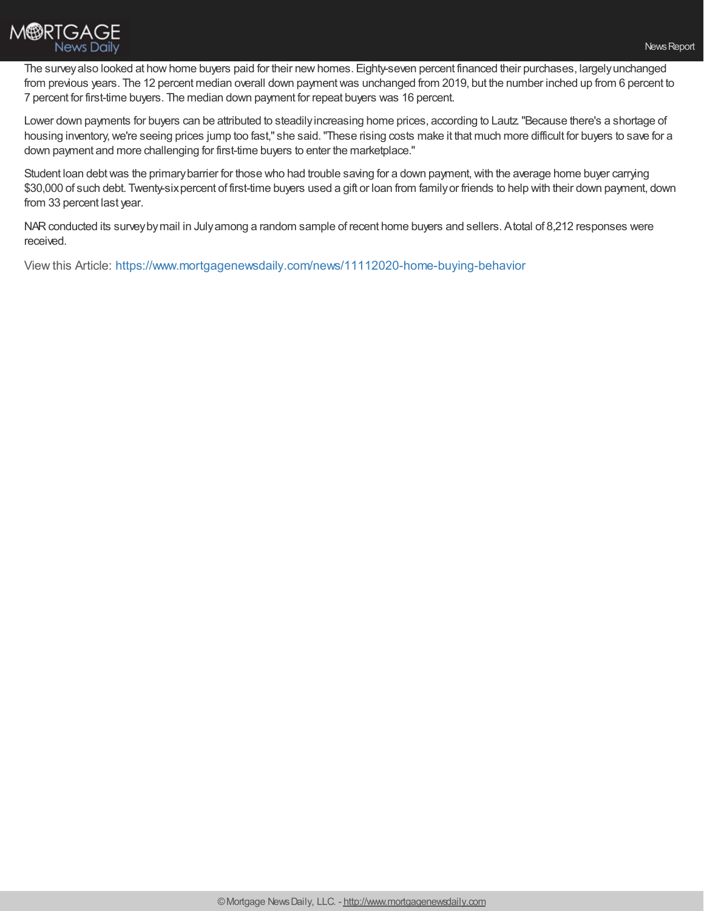The survey also looked at how home buyers paid for their new homes. Eighty-seven percent financed their purchases, largely unchanged from previous years. The 12 percent median overall down payment was unchanged from 2019, but the number inched up from 6 percent to 7 percent for first-time buyers. The median down payment for repeat buyers was 16 percent.

Lower down payments for buyers can be attributed to steadily increasing home prices, according to Lautz. "Because there's a shortage of housing inventory, we're seeing prices jump too fast," she said. "These rising costs make it that much more difficult for buyers to save for a down payment and more challenging for first-time buyers to enter the marketplace."

Student loan debt was the primary barrier for those who had trouble saving for a down payment, with the average home buyer carrying $30,000 of such debt. Twenty-six percent of first-time buyers used a gift or loan from family or friends to help with their down payment, down from 33 percent last year.

NAR conducted its survey by mail in July among a random sample of recent home buyers and sellers. A total of 8,212 responses were received.

View this Article: https://www.mortgagenewsdaily.com/news/11112020-home-buying-behavior